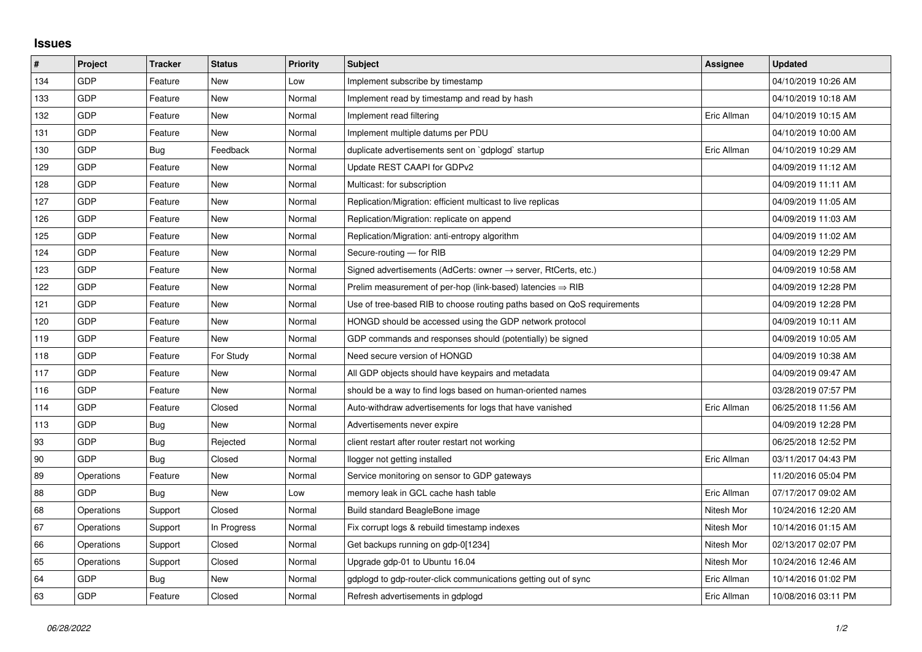## Issues

| # | Project | Tracker | Status | Priority | Subject | Assignee | Updated |
|---|---|---|---|---|---|---|---|
| 134 | GDP | Feature | New | Low | Implement subscribe by timestamp | | 04/10/2019 10:26 AM |
| 133 | GDP | Feature | New | Normal | Implement read by timestamp and read by hash | | 04/10/2019 10:18 AM |
| 132 | GDP | Feature | New | Normal | Implement read filtering | Eric Allman | 04/10/2019 10:15 AM |
| 131 | GDP | Feature | New | Normal | Implement multiple datums per PDU | | 04/10/2019 10:00 AM |
| 130 | GDP | Bug | Feedback | Normal | duplicate advertisements sent on `gdplogd` startup | Eric Allman | 04/10/2019 10:29 AM |
| 129 | GDP | Feature | New | Normal | Update REST CAAPI for GDPv2 | | 04/09/2019 11:12 AM |
| 128 | GDP | Feature | New | Normal | Multicast: for subscription | | 04/09/2019 11:11 AM |
| 127 | GDP | Feature | New | Normal | Replication/Migration: efficient multicast to live replicas | | 04/09/2019 11:05 AM |
| 126 | GDP | Feature | New | Normal | Replication/Migration: replicate on append | | 04/09/2019 11:03 AM |
| 125 | GDP | Feature | New | Normal | Replication/Migration: anti-entropy algorithm | | 04/09/2019 11:02 AM |
| 124 | GDP | Feature | New | Normal | Secure-routing — for RIB | | 04/09/2019 12:29 PM |
| 123 | GDP | Feature | New | Normal | Signed advertisements (AdCerts: owner → server, RtCerts, etc.) | | 04/09/2019 10:58 AM |
| 122 | GDP | Feature | New | Normal | Prelim measurement of per-hop (link-based) latencies ⇒ RIB | | 04/09/2019 12:28 PM |
| 121 | GDP | Feature | New | Normal | Use of tree-based RIB to choose routing paths based on QoS requirements | | 04/09/2019 12:28 PM |
| 120 | GDP | Feature | New | Normal | HONGD should be accessed using the GDP network protocol | | 04/09/2019 10:11 AM |
| 119 | GDP | Feature | New | Normal | GDP commands and responses should (potentially) be signed | | 04/09/2019 10:05 AM |
| 118 | GDP | Feature | For Study | Normal | Need secure version of HONGD | | 04/09/2019 10:38 AM |
| 117 | GDP | Feature | New | Normal | All GDP objects should have keypairs and metadata | | 04/09/2019 09:47 AM |
| 116 | GDP | Feature | New | Normal | should be a way to find logs based on human-oriented names | | 03/28/2019 07:57 PM |
| 114 | GDP | Feature | Closed | Normal | Auto-withdraw advertisements for logs that have vanished | Eric Allman | 06/25/2018 11:56 AM |
| 113 | GDP | Bug | New | Normal | Advertisements never expire | | 04/09/2019 12:28 PM |
| 93 | GDP | Bug | Rejected | Normal | client restart after router restart not working | | 06/25/2018 12:52 PM |
| 90 | GDP | Bug | Closed | Normal | llogger not getting installed | Eric Allman | 03/11/2017 04:43 PM |
| 89 | Operations | Feature | New | Normal | Service monitoring on sensor to GDP gateways | | 11/20/2016 05:04 PM |
| 88 | GDP | Bug | New | Low | memory leak in GCL cache hash table | Eric Allman | 07/17/2017 09:02 AM |
| 68 | Operations | Support | Closed | Normal | Build standard BeagleBone image | Nitesh Mor | 10/24/2016 12:20 AM |
| 67 | Operations | Support | In Progress | Normal | Fix corrupt logs & rebuild timestamp indexes | Nitesh Mor | 10/14/2016 01:15 AM |
| 66 | Operations | Support | Closed | Normal | Get backups running on gdp-0[1234] | Nitesh Mor | 02/13/2017 02:07 PM |
| 65 | Operations | Support | Closed | Normal | Upgrade gdp-01 to Ubuntu 16.04 | Nitesh Mor | 10/24/2016 12:46 AM |
| 64 | GDP | Bug | New | Normal | gdplogd to gdp-router-click communications getting out of sync | Eric Allman | 10/14/2016 01:02 PM |
| 63 | GDP | Feature | Closed | Normal | Refresh advertisements in gdplogd | Eric Allman | 10/08/2016 03:11 PM |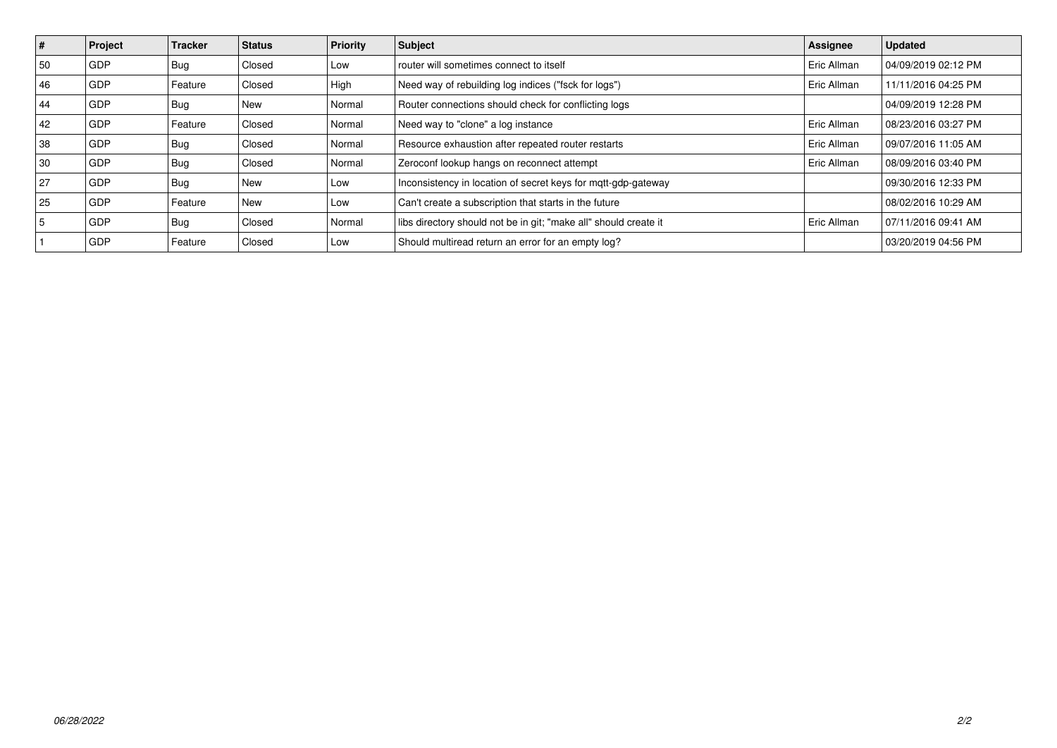| # | Project | Tracker | Status | Priority | Subject | Assignee | Updated |
|---|---|---|---|---|---|---|---|
| 50 | GDP | Bug | Closed | Low | router will sometimes connect to itself | Eric Allman | 04/09/2019 02:12 PM |
| 46 | GDP | Feature | Closed | High | Need way of rebuilding log indices ("fsck for logs") | Eric Allman | 11/11/2016 04:25 PM |
| 44 | GDP | Bug | New | Normal | Router connections should check for conflicting logs | | 04/09/2019 12:28 PM |
| 42 | GDP | Feature | Closed | Normal | Need way to "clone" a log instance | Eric Allman | 08/23/2016 03:27 PM |
| 38 | GDP | Bug | Closed | Normal | Resource exhaustion after repeated router restarts | Eric Allman | 09/07/2016 11:05 AM |
| 30 | GDP | Bug | Closed | Normal | Zeroconf lookup hangs on reconnect attempt | Eric Allman | 08/09/2016 03:40 PM |
| 27 | GDP | Bug | New | Low | Inconsistency in location of secret keys for mqtt-gdp-gateway | | 09/30/2016 12:33 PM |
| 25 | GDP | Feature | New | Low | Can't create a subscription that starts in the future | | 08/02/2016 10:29 AM |
| 5 | GDP | Bug | Closed | Normal | libs directory should not be in git; "make all" should create it | Eric Allman | 07/11/2016 09:41 AM |
| 1 | GDP | Feature | Closed | Low | Should multiread return an error for an empty log? | | 03/20/2019 04:56 PM |